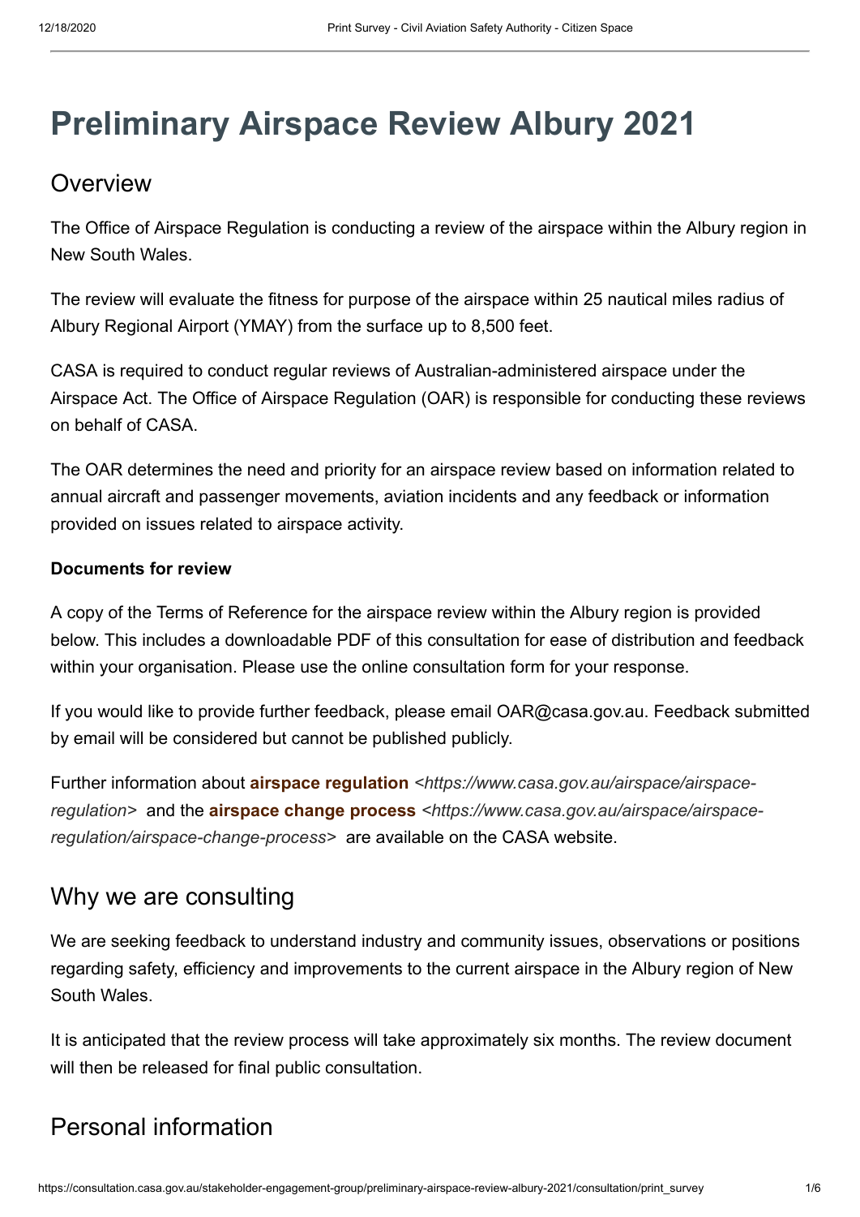# Preliminary Airspace Review Albury 2021

## Overview

The Office of Airspace Regulation is conducting a review of the airspace within the Albury region in New South Wales.

The review will evaluate the fitness for purpose of the airspace within 25 nautical miles radius of Albury Regional Airport (YMAY) from the surface up to 8,500 feet.

CASA is required to conduct regular reviews of Australian-administered airspace under the Airspace Act. The Office of Airspace Regulation (OAR) is responsible for conducting these reviews on behalf of CASA.

The OAR determines the need and priority for an airspace review based on information related to annual aircraft and passenger movements, aviation incidents and any feedback or information provided on issues related to airspace activity.

**Documents for review**

A copy of the Terms of Reference for the airspace review within the Albury region is provided below. This includes a downloadable PDF of this consultation for ease of distribution and feedback within your organisation. Please use the online consultation form for your response.

If you would like to provide further feedback, please email OAR@casa.gov.au. Feedback submitted by email will be considered but cannot be published publicly.

Further information about **airspace regulation** *<https://www.casa.gov.au/airspace/airspace-regulation>* and the **airspace change process** *<https://www.casa.gov.au/airspace/airspace-regulation/airspace-change-process>* are available on the CASA website.

## Why we are consulting

We are seeking feedback to understand industry and community issues, observations or positions regarding safety, efficiency and improvements to the current airspace in the Albury region of New South Wales.

It is anticipated that the review process will take approximately six months. The review document will then be released for final public consultation.

## Personal information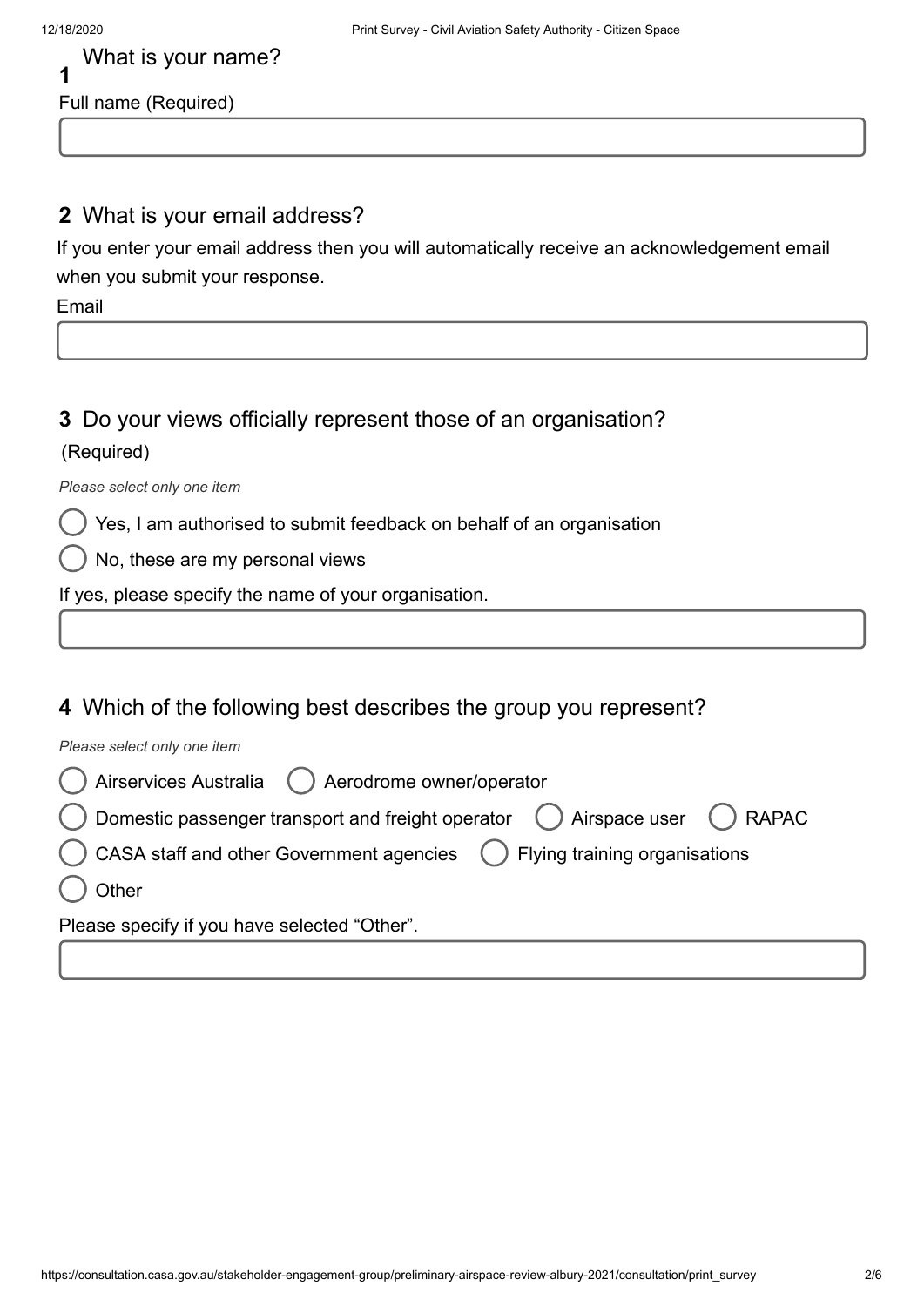## 1 What is your name?

Full name (Required)

## 2 What is your email address?

If you enter your email address then you will automatically receive an acknowledgement email when you submit your response.

Email

## 3 Do your views officially represent those of an organisation?

(Required)

*Please select only one item*

- ( ) Yes, I am authorised to submit feedback on behalf of an organisation
- ( ) No, these are my personal views

If yes, please specify the name of your organisation.

## 4 Which of the following best describes the group you represent?

*Please select only one item*

- ( ) Airservices Australia
- ( ) Aerodrome owner/operator
- ( ) Domestic passenger transport and freight operator
- ( ) Airspace user
- ( ) RAPAC
- ( ) CASA staff and other Government agencies
- ( ) Flying training organisations
- ( ) Other

Please specify if you have selected “Other”.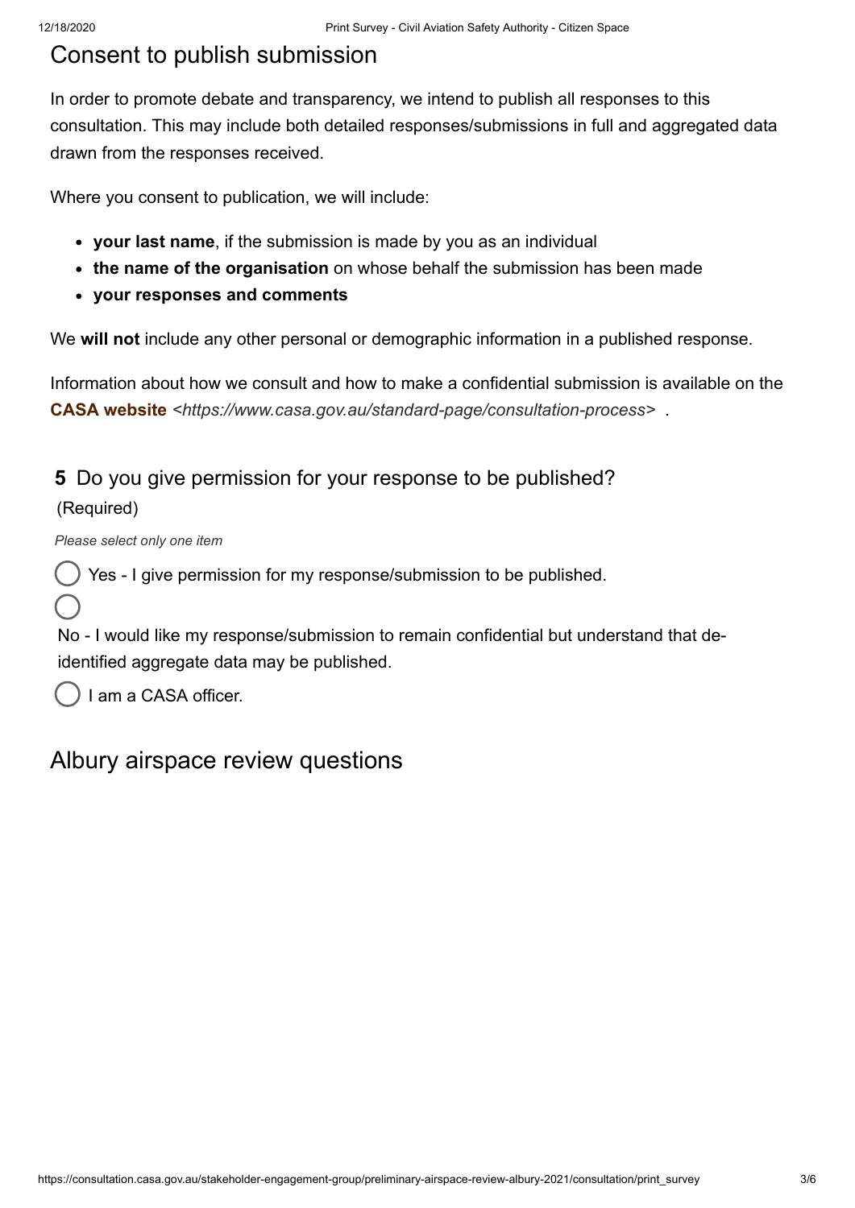## Consent to publish submission

In order to promote debate and transparency, we intend to publish all responses to this consultation. This may include both detailed responses/submissions in full and aggregated data drawn from the responses received.

Where you consent to publication, we will include:

- **your last name**, if the submission is made by you as an individual
- **the name of the organisation** on whose behalf the submission has been made
- **your responses and comments**

We **will not** include any other personal or demographic information in a published response.

Information about how we consult and how to make a confidential submission is available on the **CASA website** *<https://www.casa.gov.au/standard-page/consultation-process>* .

### **5** Do you give permission for your response to be published?

(Required)

*Please select only one item*

- ◯ Yes - I give permission for my response/submission to be published.
- ◯ No - I would like my response/submission to remain confidential but understand that de-identified aggregate data may be published.
- ◯ I am a CASA officer.

## Albury airspace review questions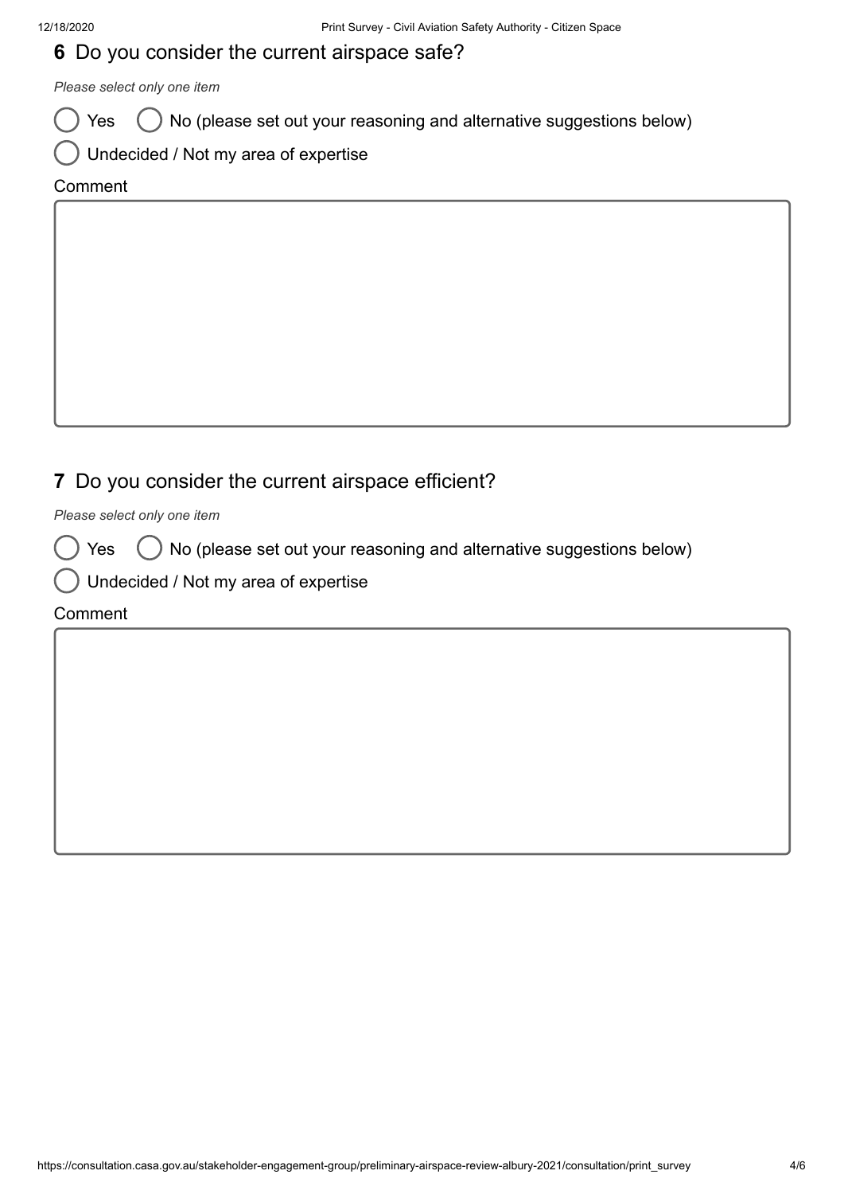## 6 Do you consider the current airspace safe?

*Please select only one item*

- ( ) Yes
- ( ) No (please set out your reasoning and alternative suggestions below)
- ( ) Undecided / Not my area of expertise

Comment

## 7 Do you consider the current airspace efficient?

*Please select only one item*

- ( ) Yes
- ( ) No (please set out your reasoning and alternative suggestions below)
- ( ) Undecided / Not my area of expertise

Comment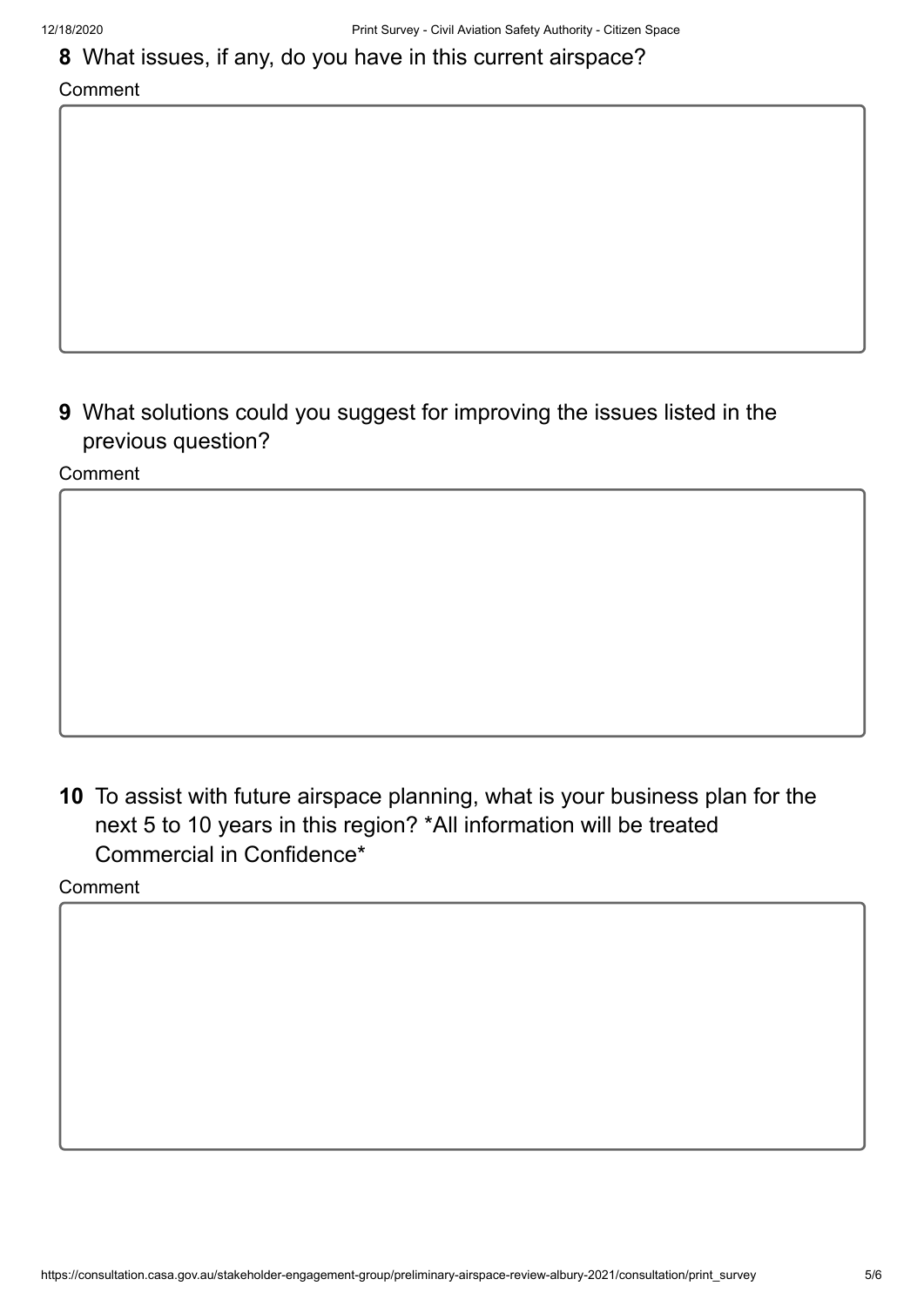**8** What issues, if any, do you have in this current airspace?

Comment

**9** What solutions could you suggest for improving the issues listed in the previous question?

Comment

**10** To assist with future airspace planning, what is your business plan for the next 5 to 10 years in this region? *All information will be treated Commercial in Confidence*

Comment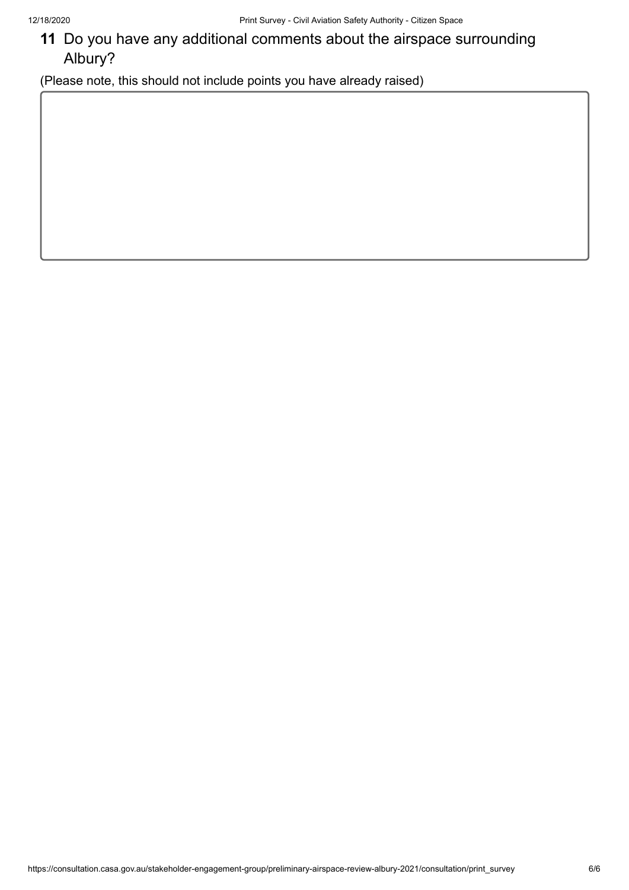**11** Do you have any additional comments about the airspace surrounding Albury?

(Please note, this should not include points you have already raised)